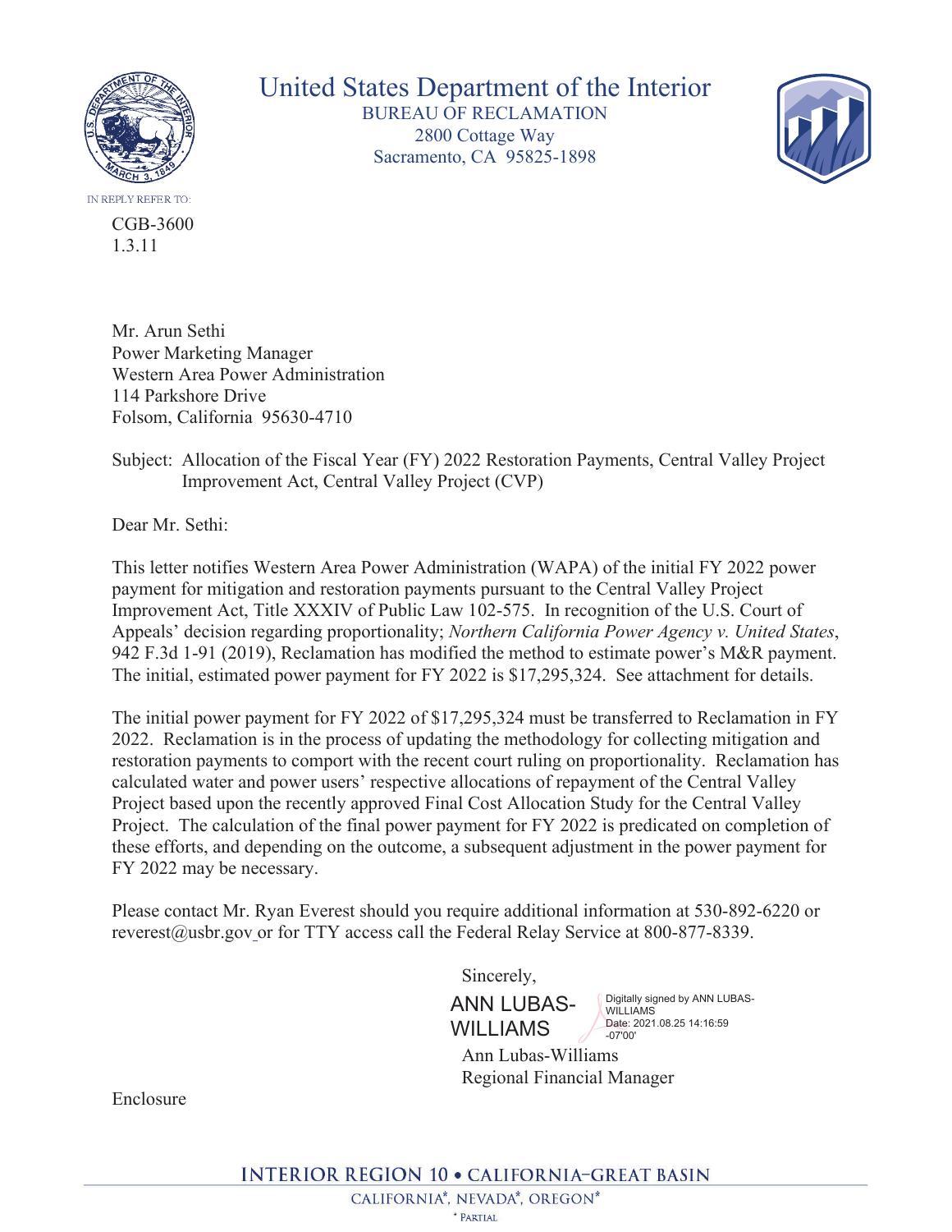# United States Department of the Interior

BUREAU OF RECLAMATION
2800 Cottage Way
Sacramento, CA 95825-1898

IN REPLY REFER TO:

CGB-3600
1.3.11

Mr. Arun Sethi
Power Marketing Manager
Western Area Power Administration
114 Parkshore Drive
Folsom, California 95630-4710

Subject: Allocation of the Fiscal Year (FY) 2022 Restoration Payments, Central Valley Project Improvement Act, Central Valley Project (CVP)

Dear Mr. Sethi:

This letter notifies Western Area Power Administration (WAPA) of the initial FY 2022 power payment for mitigation and restoration payments pursuant to the Central Valley Project Improvement Act, Title XXXIV of Public Law 102-575. In recognition of the U.S. Court of Appeals' decision regarding proportionality; *Northern California Power Agency v. United States*, 942 F.3d 1-91 (2019), Reclamation has modified the method to estimate power's M&R payment. The initial, estimated power payment for FY 2022 is $17,295,324. See attachment for details.

The initial power payment for FY 2022 of $17,295,324 must be transferred to Reclamation in FY 2022. Reclamation is in the process of updating the methodology for collecting mitigation and restoration payments to comport with the recent court ruling on proportionality. Reclamation has calculated water and power users' respective allocations of repayment of the Central Valley Project based upon the recently approved Final Cost Allocation Study for the Central Valley Project. The calculation of the final power payment for FY 2022 is predicated on completion of these efforts, and depending on the outcome, a subsequent adjustment in the power payment for FY 2022 may be necessary.

Please contact Mr. Ryan Everest should you require additional information at 530-892-6220 or reverest@usbr.gov or for TTY access call the Federal Relay Service at 800-877-8339.

Sincerely,

ANN LUBAS-WILLIAMS
Digitally signed by ANN LUBAS-WILLIAMS
Date: 2021.08.25 14:16:59 -07'00'

Ann Lubas-Williams
Regional Financial Manager

Enclosure

INTERIOR REGION 10 • CALIFORNIA–GREAT BASIN
CALIFORNIA*, NEVADA*, OREGON*
* PARTIAL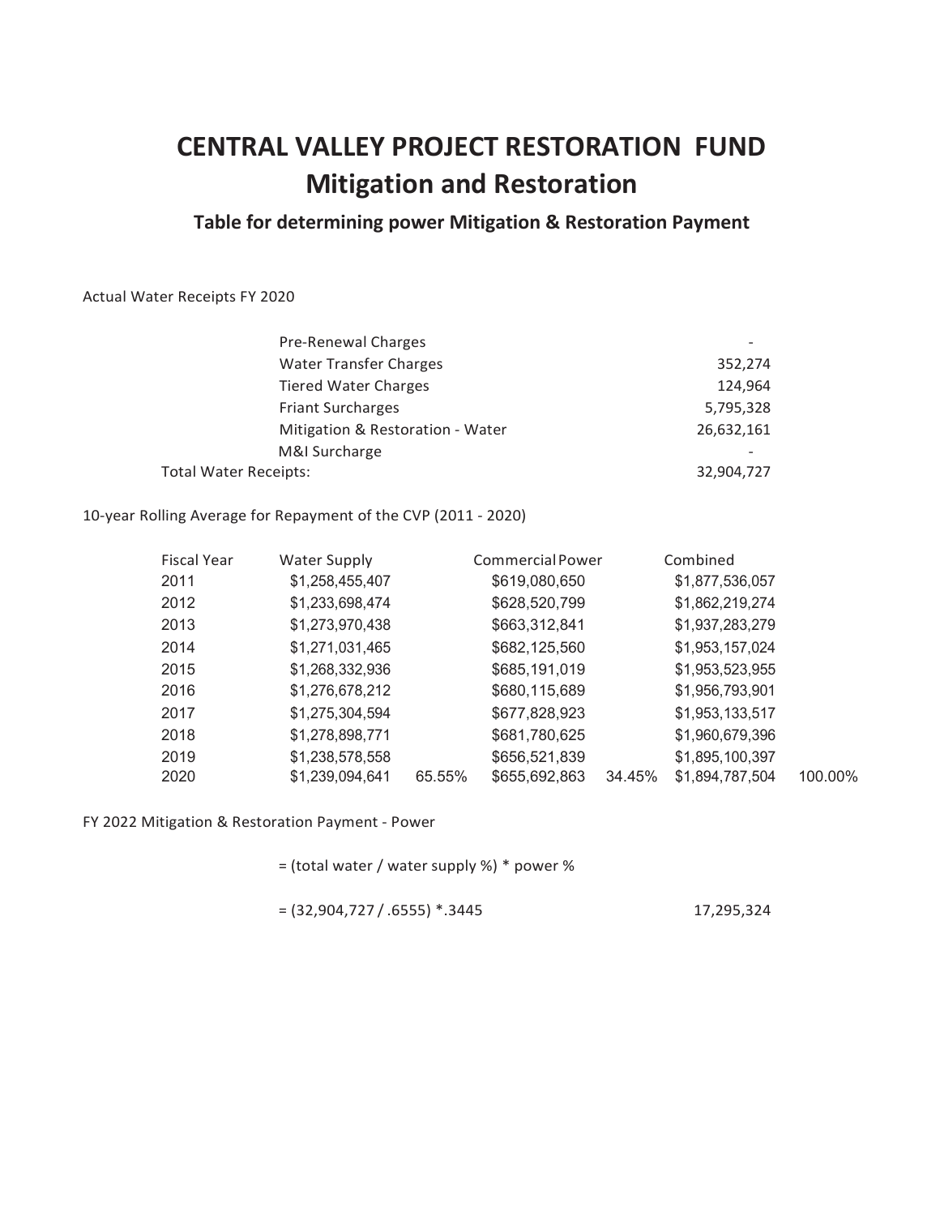# CENTRAL VALLEY PROJECT RESTORATION FUND

## Mitigation and Restoration

### Table for determining power Mitigation & Restoration Payment

Actual Water Receipts FY 2020

| | |
|---|---|
| Pre-Renewal Charges | - |
| Water Transfer Charges | 352,274 |
| Tiered Water Charges | 124,964 |
| Friant Surcharges | 5,795,328 |
| Mitigation & Restoration - Water | 26,632,161 |
| M&I Surcharge | - |
| Total Water Receipts: | 32,904,727 |

10-year Rolling Average for Repayment of the CVP (2011 - 2020)

| Fiscal Year | Water Supply | | Commercial Power | | Combined | |
|---|---|---|---|---|---|---|
| 2011 | $1,258,455,407 | | $619,080,650 | | $1,877,536,057 | |
| 2012 | $1,233,698,474 | | $628,520,799 | | $1,862,219,274 | |
| 2013 | $1,273,970,438 | | $663,312,841 | | $1,937,283,279 | |
| 2014 | $1,271,031,465 | | $682,125,560 | | $1,953,157,024 | |
| 2015 | $1,268,332,936 | | $685,191,019 | | $1,953,523,955 | |
| 2016 | $1,276,678,212 | | $680,115,689 | | $1,956,793,901 | |
| 2017 | $1,275,304,594 | | $677,828,923 | | $1,953,133,517 | |
| 2018 | $1,278,898,771 | | $681,780,625 | | $1,960,679,396 | |
| 2019 | $1,238,578,558 | | $656,521,839 | | $1,895,100,397 | |
| 2020 | $1,239,094,641 | 65.55% | $655,692,863 | 34.45% | $1,894,787,504 | 100.00% |

FY 2022 Mitigation & Restoration Payment - Power

= (total water / water supply %) * power %

= (32,904,727 / .6555) *.3445 &nbsp;&nbsp;&nbsp;&nbsp;&nbsp;&nbsp;&nbsp;&nbsp; 17,295,324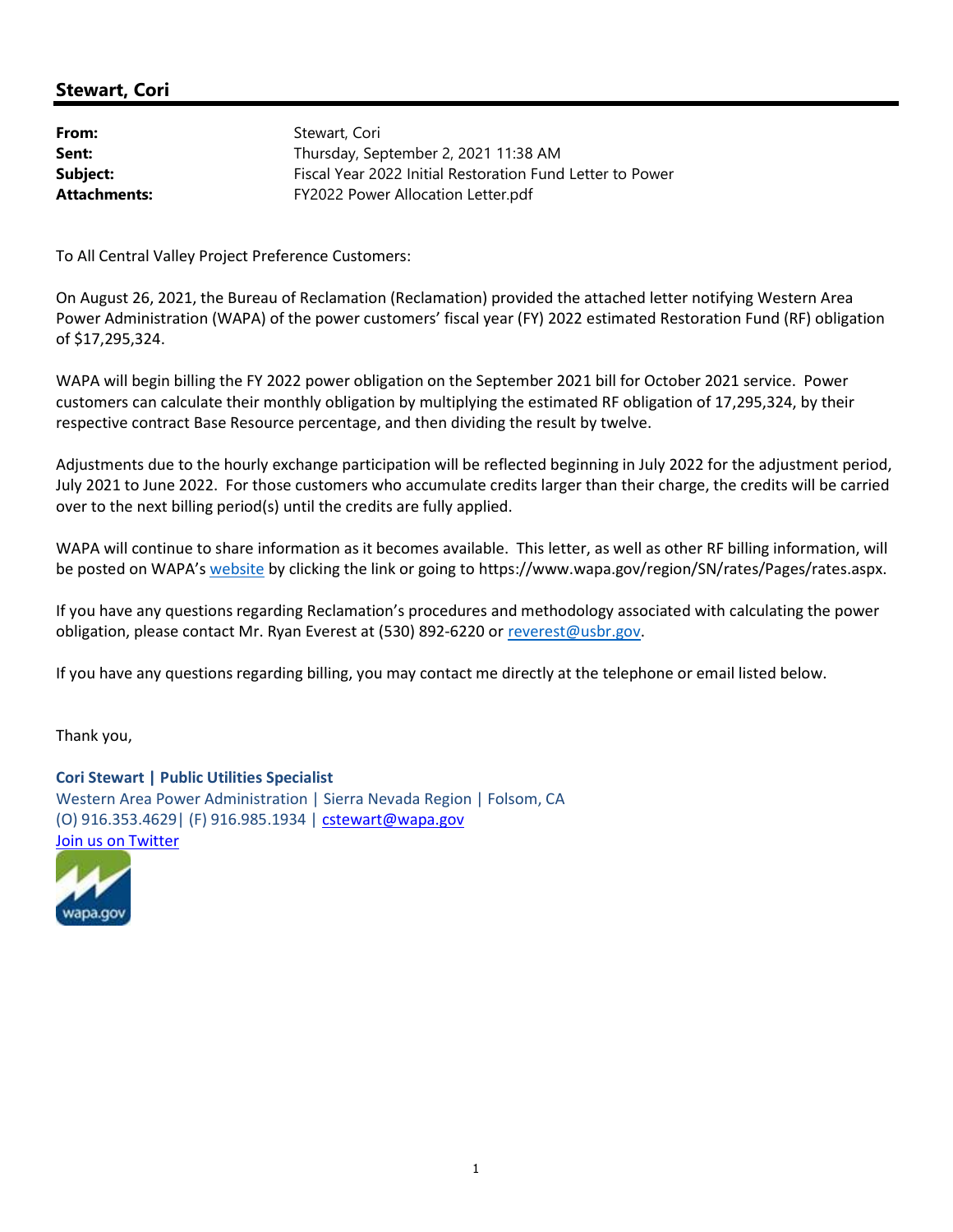## Stewart, Cori

**From:** Stewart, Cori
**Sent:** Thursday, September 2, 2021 11:38 AM
**Subject:** Fiscal Year 2022 Initial Restoration Fund Letter to Power
**Attachments:** FY2022 Power Allocation Letter.pdf

To All Central Valley Project Preference Customers:

On August 26, 2021, the Bureau of Reclamation (Reclamation) provided the attached letter notifying Western Area Power Administration (WAPA) of the power customers' fiscal year (FY) 2022 estimated Restoration Fund (RF) obligation of $17,295,324.

WAPA will begin billing the FY 2022 power obligation on the September 2021 bill for October 2021 service. Power customers can calculate their monthly obligation by multiplying the estimated RF obligation of 17,295,324, by their respective contract Base Resource percentage, and then dividing the result by twelve.

Adjustments due to the hourly exchange participation will be reflected beginning in July 2022 for the adjustment period, July 2021 to June 2022. For those customers who accumulate credits larger than their charge, the credits will be carried over to the next billing period(s) until the credits are fully applied.

WAPA will continue to share information as it becomes available. This letter, as well as other RF billing information, will be posted on WAPA's website by clicking the link or going to https://www.wapa.gov/region/SN/rates/Pages/rates.aspx.

If you have any questions regarding Reclamation's procedures and methodology associated with calculating the power obligation, please contact Mr. Ryan Everest at (530) 892-6220 or reverest@usbr.gov.

If you have any questions regarding billing, you may contact me directly at the telephone or email listed below.

Thank you,

**Cori Stewart | Public Utilities Specialist**
Western Area Power Administration | Sierra Nevada Region | Folsom, CA
(O) 916.353.4629| (F) 916.985.1934 | cstewart@wapa.gov
Join us on Twitter